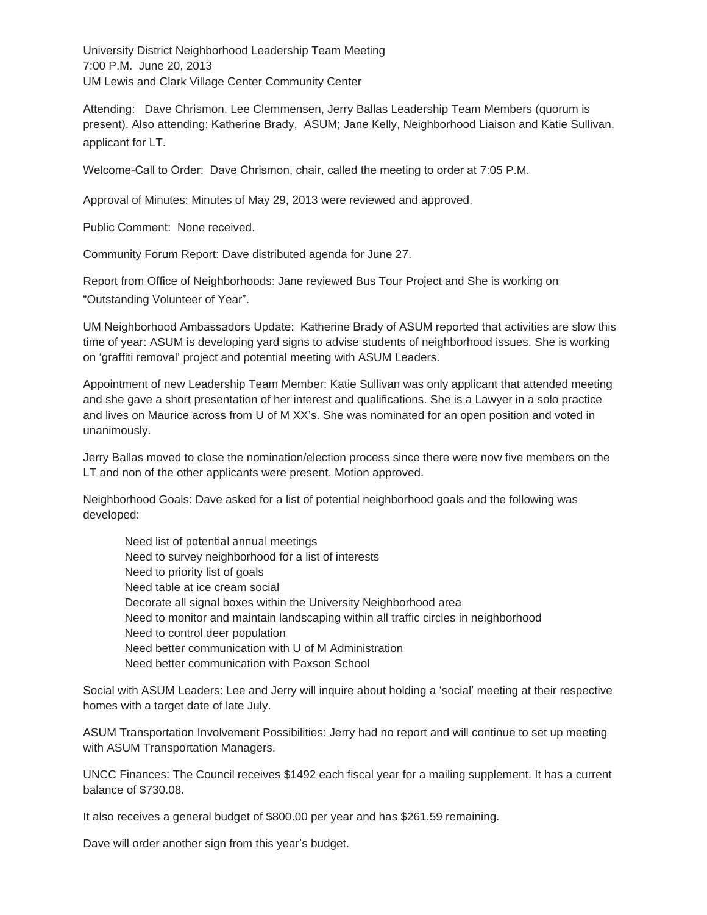University District Neighborhood Leadership Team Meeting
7:00 P.M. June 20, 2013
UM Lewis and Clark Village Center Community Center

Attending: Dave Chrismon, Lee Clemmensen, Jerry Ballas Leadership Team Members (quorum is present). Also attending: Katherine Brady, ASUM; Jane Kelly, Neighborhood Liaison and Katie Sullivan, applicant for LT.

Welcome-Call to Order: Dave Chrismon, chair, called the meeting to order at 7:05 P.M.

Approval of Minutes: Minutes of May 29, 2013 were reviewed and approved.

Public Comment: None received.

Community Forum Report: Dave distributed agenda for June 27.

Report from Office of Neighborhoods: Jane reviewed Bus Tour Project and She is working on "Outstanding Volunteer of Year".

UM Neighborhood Ambassadors Update: Katherine Brady of ASUM reported that activities are slow this time of year: ASUM is developing yard signs to advise students of neighborhood issues. She is working on 'graffiti removal' project and potential meeting with ASUM Leaders.

Appointment of new Leadership Team Member: Katie Sullivan was only applicant that attended meeting and she gave a short presentation of her interest and qualifications. She is a Lawyer in a solo practice and lives on Maurice across from U of M XX's. She was nominated for an open position and voted in unanimously.

Jerry Ballas moved to close the nomination/election process since there were now five members on the LT and non of the other applicants were present. Motion approved.

Neighborhood Goals: Dave asked for a list of potential neighborhood goals and the following was developed:

- Need list of potential annual meetings
- Need to survey neighborhood for a list of interests
- Need to priority list of goals
- Need table at ice cream social
- Decorate all signal boxes within the University Neighborhood area
- Need to monitor and maintain landscaping within all traffic circles in neighborhood
- Need to control deer population
- Need better communication with U of M Administration
- Need better communication with Paxson School

Social with ASUM Leaders: Lee and Jerry will inquire about holding a 'social' meeting at their respective homes with a target date of late July.

ASUM Transportation Involvement Possibilities: Jerry had no report and will continue to set up meeting with ASUM Transportation Managers.

UNCC Finances: The Council receives $1492 each fiscal year for a mailing supplement. It has a current balance of $730.08.

It also receives a general budget of $800.00 per year and has $261.59 remaining.

Dave will order another sign from this year's budget.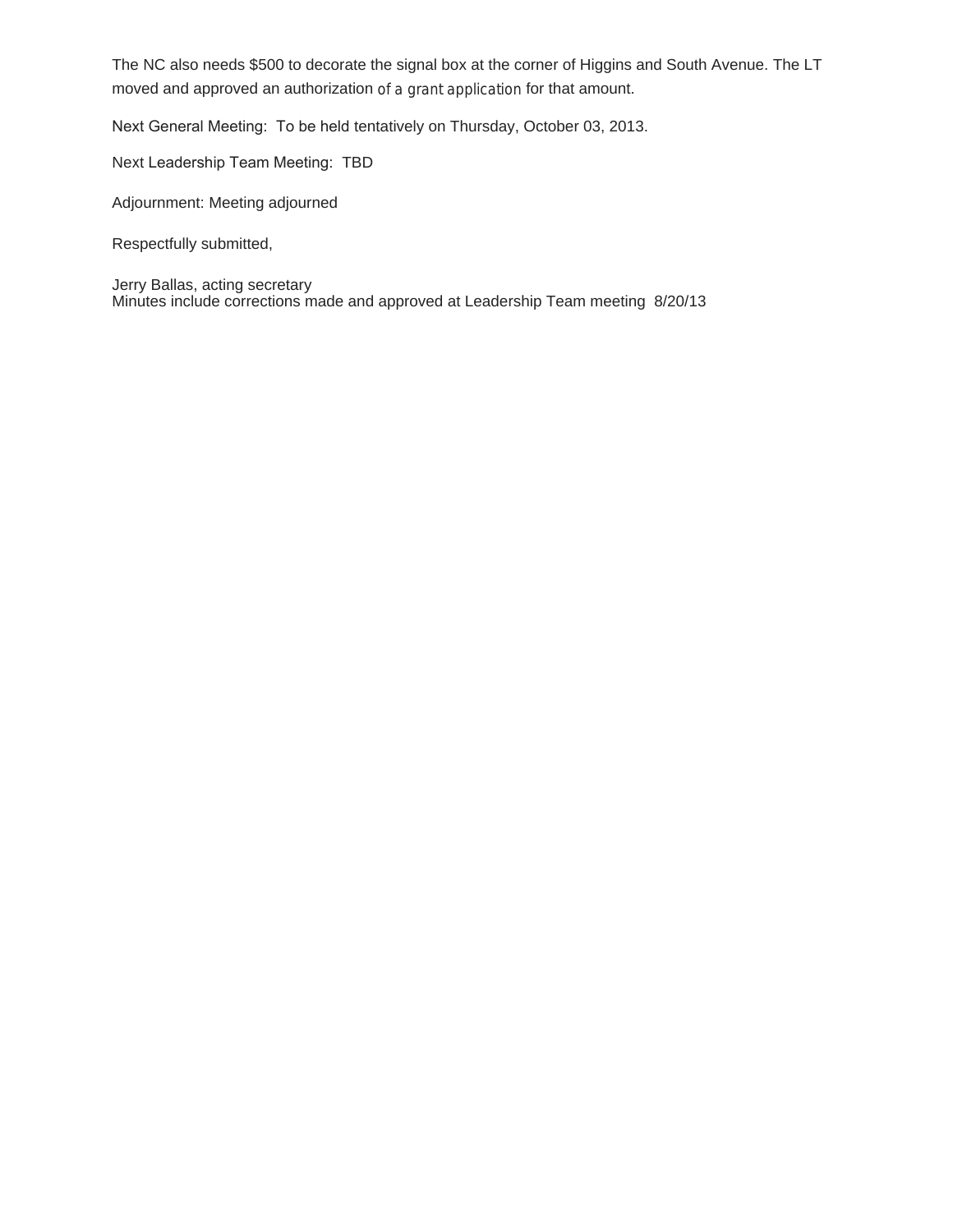The NC also needs $500 to decorate the signal box at the corner of Higgins and South Avenue. The LT moved and approved an authorization of a grant application for that amount.

Next General Meeting: To be held tentatively on Thursday, October 03, 2013.

Next Leadership Team Meeting: TBD

Adjournment: Meeting adjourned

Respectfully submitted,

Jerry Ballas, acting secretary
Minutes include corrections made and approved at Leadership Team meeting 8/20/13